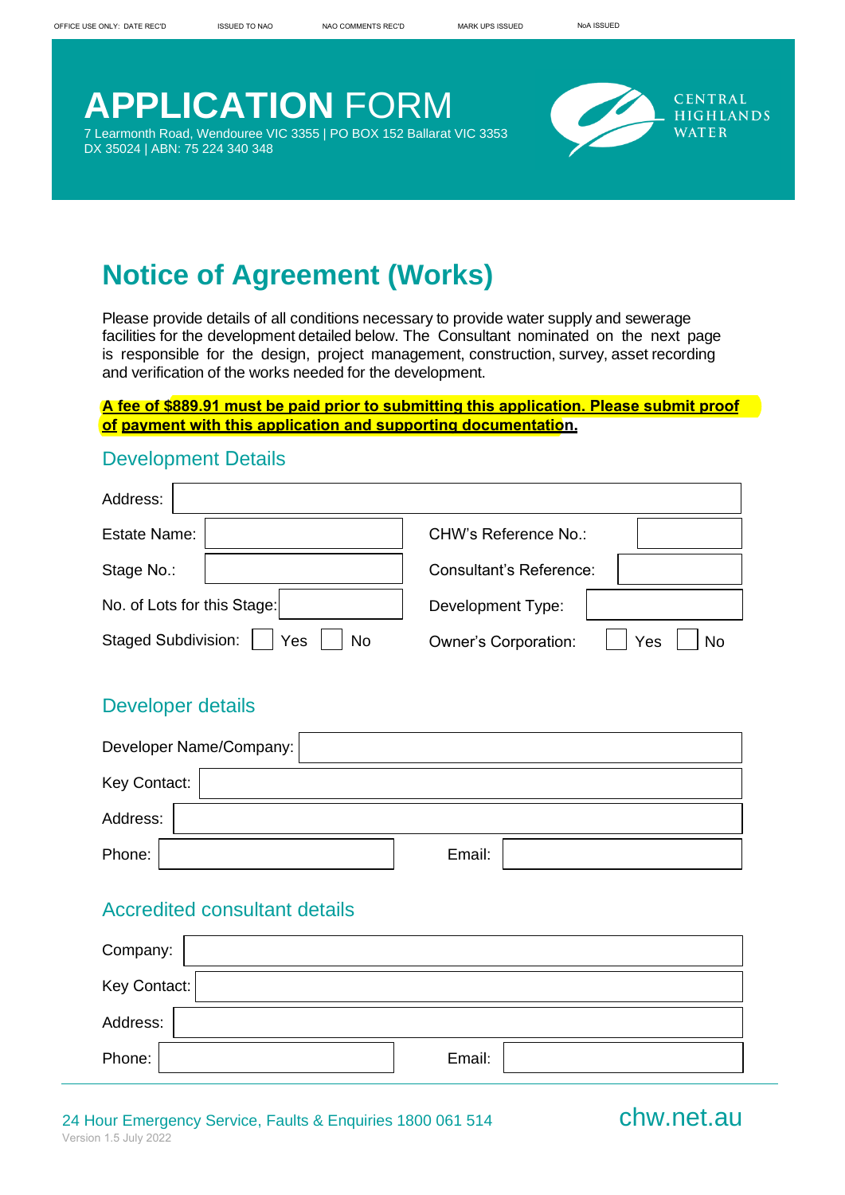OFFICE USE ONLY: DATE REC'D | ISSUED TO NAO | NAO COMMENTS REC'D | MARK UPS ISSUED | NoA ISSUED

# APPLICATION FORM

7 Learmonth Road, Wendouree VIC 3355 | PO BOX 152 Ballarat VIC 3353
DX 35024 | ABN: 75 224 340 348

CENTRAL HIGHLANDS WATER

## Notice of Agreement (Works)

Please provide details of all conditions necessary to provide water supply and sewerage facilities for the development detailed below. The Consultant nominated on the next page is responsible for the design, project management, construction, survey, asset recording and verification of the works needed for the development.

**A fee of $889.91 must be paid prior to submitting this application. Please submit proof of payment with this application and supporting documentation.**

### Development Details

| | | | |
|---|---|---|---|
| Address: | | | |
| Estate Name: | | CHW's Reference No.: | |
| Stage No.: | | Consultant's Reference: | |
| No. of Lots for this Stage: | | Development Type: | |
| Staged Subdivision: | ☐ Yes ☐ No | Owner's Corporation: | ☐ Yes ☐ No |

### Developer details

| | | | |
|---|---|---|---|
| Developer Name/Company: | | | |
| Key Contact: | | | |
| Address: | | | |
| Phone: | | Email: | |

### Accredited consultant details

| | | | |
|---|---|---|---|
| Company: | | | |
| Key Contact: | | | |
| Address: | | | |
| Phone: | | Email: | |

24 Hour Emergency Service, Faults & Enquiries 1800 061 514

chw.net.au

Version 1.5 July 2022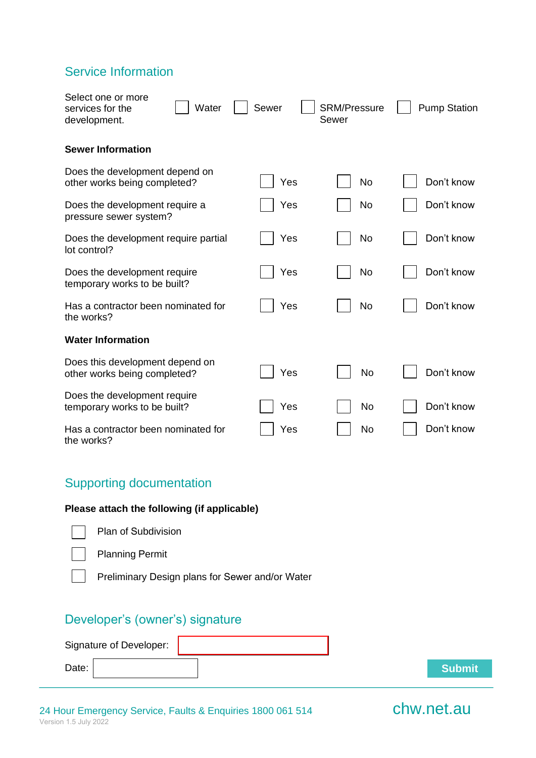## Service Information

Select one or more services for the development. ☐ Water ☐ Sewer ☐ SRM/Pressure Sewer ☐ Pump Station

### Sewer Information

| | | | |
|---|---|---|---|
| Does the development depend on other works being completed? | ☐ Yes | ☐ No | ☐ Don't know |
| Does the development require a pressure sewer system? | ☐ Yes | ☐ No | ☐ Don't know |
| Does the development require partial lot control? | ☐ Yes | ☐ No | ☐ Don't know |
| Does the development require temporary works to be built? | ☐ Yes | ☐ No | ☐ Don't know |
| Has a contractor been nominated for the works? | ☐ Yes | ☐ No | ☐ Don't know |

### Water Information

| | | | |
|---|---|---|---|
| Does this development depend on other works being completed? | ☐ Yes | ☐ No | ☐ Don't know |
| Does the development require temporary works to be built? | ☐ Yes | ☐ No | ☐ Don't know |
| Has a contractor been nominated for the works? | ☐ Yes | ☐ No | ☐ Don't know |

## Supporting documentation

**Please attach the following (if applicable)**

- ☐ Plan of Subdivision
- ☐ Planning Permit
- ☐ Preliminary Design plans for Sewer and/or Water

## Developer's (owner's) signature

Signature of Developer: \_\_\_\_\_\_\_\_\_\_\_\_\_\_\_\_

Date: \_\_\_\_\_\_\_\_\_\_

Submit

24 Hour Emergency Service, Faults & Enquiries 1800 061 514

Version 1.5 July 2022

chw.net.au